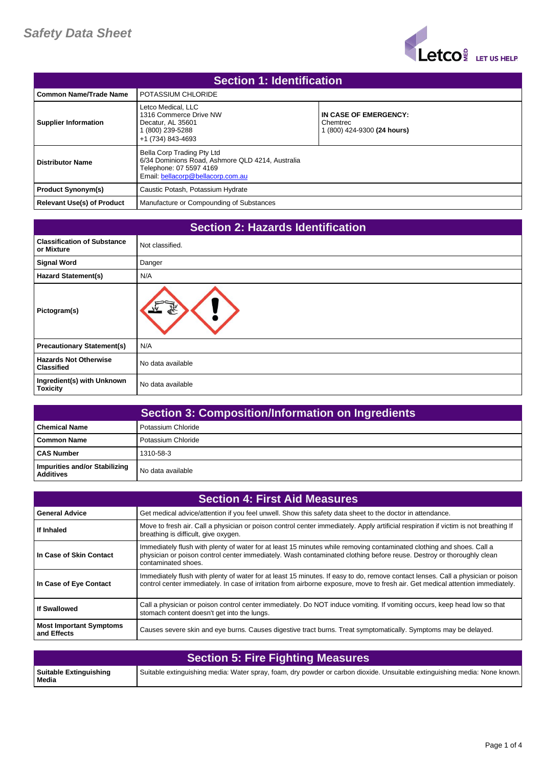# Safety Data Sheet

## Section 1: Identification

| | | |
|---|---|---|
| **Common Name/Trade Name** | POTASSIUM CHLORIDE | |
| **Supplier Information** | Letco Medical, LLC<br>1316 Commerce Drive NW<br>Decatur, AL 35601<br>1 (800) 239-5288<br>+1 (734) 843-4693 | **IN CASE OF EMERGENCY:**<br>Chemtrec<br>1 (800) 424-9300 **(24 hours)** |
| **Distributor Name** | Bella Corp Trading Pty Ltd<br>6/34 Dominions Road, Ashmore QLD 4214, Australia<br>Telephone: 07 5597 4169<br>Email: bellacorp@bellacorp.com.au | |
| **Product Synonym(s)** | Caustic Potash, Potassium Hydrate | |
| **Relevant Use(s) of Product** | Manufacture or Compounding of Substances | |

## Section 2: Hazards Identification

| | |
|---|---|
| **Classification of Substance or Mixture** | Not classified. |
| **Signal Word** | Danger |
| **Hazard Statement(s)** | N/A |
| **Pictogram(s)** | |
| **Precautionary Statement(s)** | N/A |
| **Hazards Not Otherwise Classified** | No data available |
| **Ingredient(s) with Unknown Toxicity** | No data available |

## Section 3: Composition/Information on Ingredients

| | |
|---|---|
| **Chemical Name** | Potassium Chloride |
| **Common Name** | Potassium Chloride |
| **CAS Number** | 1310-58-3 |
| **Impurities and/or Stabilizing Additives** | No data available |

## Section 4: First Aid Measures

| | |
|---|---|
| **General Advice** | Get medical advice/attention if you feel unwell. Show this safety data sheet to the doctor in attendance. |
| **If Inhaled** | Move to fresh air. Call a physician or poison control center immediately. Apply artificial respiration if victim is not breathing If breathing is difficult, give oxygen. |
| **In Case of Skin Contact** | Immediately flush with plenty of water for at least 15 minutes while removing contaminated clothing and shoes. Call a physician or poison control center immediately. Wash contaminated clothing before reuse. Destroy or thoroughly clean contaminated shoes. |
| **In Case of Eye Contact** | Immediately flush with plenty of water for at least 15 minutes. If easy to do, remove contact lenses. Call a physician or poison control center immediately. In case of irritation from airborne exposure, move to fresh air. Get medical attention immediately. |
| **If Swallowed** | Call a physician or poison control center immediately. Do NOT induce vomiting. If vomiting occurs, keep head low so that stomach content doesn't get into the lungs. |
| **Most Important Symptoms and Effects** | Causes severe skin and eye burns. Causes digestive tract burns. Treat symptomatically. Symptoms may be delayed. |

## Section 5: Fire Fighting Measures

| | |
|---|---|
| **Suitable Extinguishing Media** | Suitable extinguishing media: Water spray, foam, dry powder or carbon dioxide. Unsuitable extinguishing media: None known. |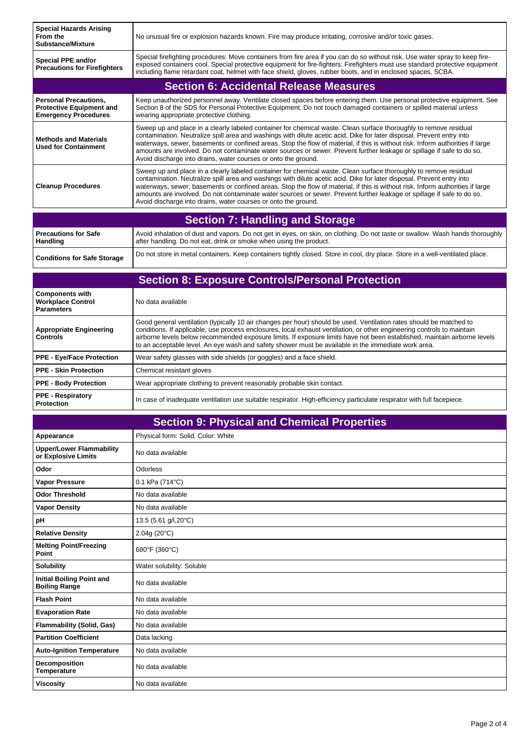| | |
|---|---|
| **Special Hazards Arising From the Substance/Mixture** | No unusual fire or explosion hazards known. Fire may produce irritating, corrosive and/or toxic gases. |
| **Special PPE and/or Precautions for Firefighters** | Special firefighting procedures: Move containers from fire area if you can do so without risk. Use water spray to keep fire-exposed containers cool. Special protective equipment for fire-fighters: Firefighters must use standard protective equipment including flame retardant coat, helmet with face shield, gloves, rubber boots, and in enclosed spaces, SCBA. |

## Section 6: Accidental Release Measures

| | |
|---|---|
| **Personal Precautions, Protective Equipment and Emergency Procedures** | Keep unauthorized personnel away. Ventilate closed spaces before entering them. Use personal protective equipment. See Section 8 of the SDS for Personal Protective Equipment. Do not touch damaged containers or spilled material unless wearing appropriate protective clothing. |
| **Methods and Materials Used for Containment** | Sweep up and place in a clearly labeled container for chemical waste. Clean surface thoroughly to remove residual contamination. Neutralize spill area and washings with dilute acetic acid. Dike for later disposal. Prevent entry into waterways, sewer, basements or confined areas. Stop the flow of material, if this is without risk. Inform authorities if large amounts are involved. Do not contaminate water sources or sewer. Prevent further leakage or spillage if safe to do so. Avoid discharge into drains, water courses or onto the ground. |
| **Cleanup Procedures** | Sweep up and place in a clearly labeled container for chemical waste. Clean surface thoroughly to remove residual contamination. Neutralize spill area and washings with dilute acetic acid. Dike for later disposal. Prevent entry into waterways, sewer, basements or confined areas. Stop the flow of material, if this is without risk. Inform authorities if large amounts are involved. Do not contaminate water sources or sewer. Prevent further leakage or spillage if safe to do so. Avoid discharge into drains, water courses or onto the ground. |

## Section 7: Handling and Storage

| | |
|---|---|
| **Precautions for Safe Handling** | Avoid inhalation of dust and vapors. Do not get in eyes, on skin, on clothing. Do not taste or swallow. Wash hands thoroughly after handling. Do not eat, drink or smoke when using the product. |
| **Conditions for Safe Storage** | Do not store in metal containers. Keep containers tightly closed. Store in cool, dry place. Store in a well-ventilated place. |

## Section 8: Exposure Controls/Personal Protection

| | |
|---|---|
| **Components with Workplace Control Parameters** | No data available |
| **Appropriate Engineering Controls** | Good general ventilation (typically 10 air changes per hour) should be used. Ventilation rates should be matched to conditions. If applicable, use process enclosures, local exhaust ventilation, or other engineering controls to maintain airborne levels below recommended exposure limits. If exposure limits have not been established, maintain airborne levels to an acceptable level. An eye wash and safety shower must be available in the immediate work area. |
| **PPE - Eye/Face Protection** | Wear safety glasses with side shields (or goggles) and a face shield. |
| **PPE - Skin Protection** | Chemical resistant gloves |
| **PPE - Body Protection** | Wear appropriate clothing to prevent reasonably probable skin contact. |
| **PPE - Respiratory Protection** | In case of inadequate ventilation use suitable respirator. High-efficiency particulate respirator with full facepiece. |

## Section 9: Physical and Chemical Properties

| | |
|---|---|
| **Appearance** | Physical form: Solid. Color: White |
| **Upper/Lower Flammability or Explosive Limits** | No data available |
| **Odor** | Odorless |
| **Vapor Pressure** | 0.1 kPa (714°C) |
| **Odor Threshold** | No data available |
| **Vapor Density** | No data available |
| **pH** | 13.5 (5.61 g/l,20°C) |
| **Relative Density** | 2.04g (20°C) |
| **Melting Point/Freezing Point** | 680°F (360°C) |
| **Solubility** | Water solubility: Soluble |
| **Initial Boiling Point and Boiling Range** | No data available |
| **Flash Point** | No data available |
| **Evaporation Rate** | No data available |
| **Flammability (Solid, Gas)** | No data available |
| **Partition Coefficient** | Data lacking |
| **Auto-Ignition Temperature** | No data available |
| **Decomposition Temperature** | No data available |
| **Viscosity** | No data available |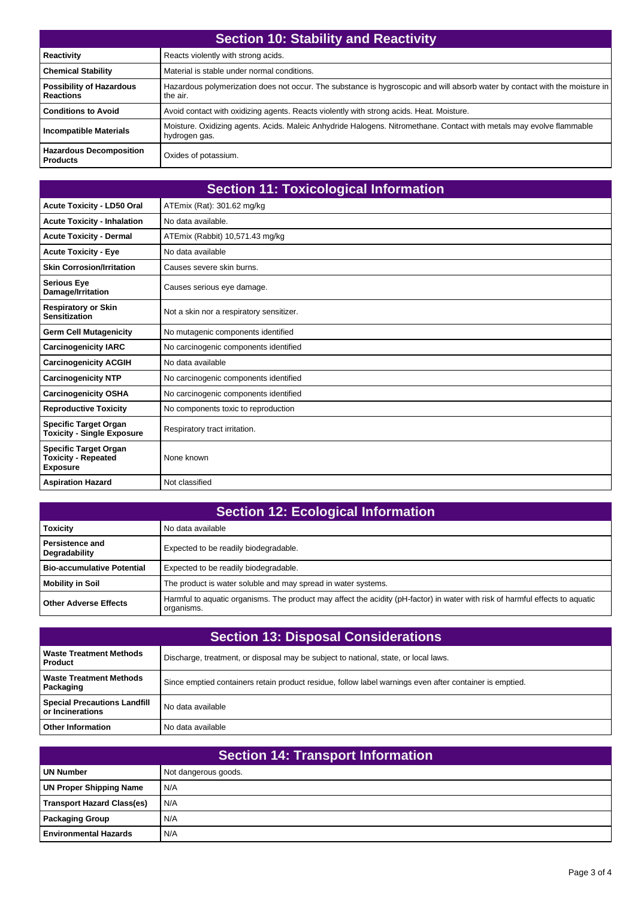## Section 10: Stability and Reactivity

| | |
|---|---|
| **Reactivity** | Reacts violently with strong acids. |
| **Chemical Stability** | Material is stable under normal conditions. |
| **Possibility of Hazardous Reactions** | Hazardous polymerization does not occur. The substance is hygroscopic and will absorb water by contact with the moisture in the air. |
| **Conditions to Avoid** | Avoid contact with oxidizing agents. Reacts violently with strong acids. Heat. Moisture. |
| **Incompatible Materials** | Moisture. Oxidizing agents. Acids. Maleic Anhydride Halogens. Nitromethane. Contact with metals may evolve flammable hydrogen gas. |
| **Hazardous Decomposition Products** | Oxides of potassium. |

## Section 11: Toxicological Information

| | |
|---|---|
| **Acute Toxicity - LD50 Oral** | ATEmix (Rat): 301.62 mg/kg |
| **Acute Toxicity - Inhalation** | No data available. |
| **Acute Toxicity - Dermal** | ATEmix (Rabbit) 10,571.43 mg/kg |
| **Acute Toxicity - Eye** | No data available |
| **Skin Corrosion/Irritation** | Causes severe skin burns. |
| **Serious Eye Damage/Irritation** | Causes serious eye damage. |
| **Respiratory or Skin Sensitization** | Not a skin nor a respiratory sensitizer. |
| **Germ Cell Mutagenicity** | No mutagenic components identified |
| **Carcinogenicity IARC** | No carcinogenic components identified |
| **Carcinogenicity ACGIH** | No data available |
| **Carcinogenicity NTP** | No carcinogenic components identified |
| **Carcinogenicity OSHA** | No carcinogenic components identified |
| **Reproductive Toxicity** | No components toxic to reproduction |
| **Specific Target Organ Toxicity - Single Exposure** | Respiratory tract irritation. |
| **Specific Target Organ Toxicity - Repeated Exposure** | None known |
| **Aspiration Hazard** | Not classified |

## Section 12: Ecological Information

| | |
|---|---|
| **Toxicity** | No data available |
| **Persistence and Degradability** | Expected to be readily biodegradable. |
| **Bio-accumulative Potential** | Expected to be readily biodegradable. |
| **Mobility in Soil** | The product is water soluble and may spread in water systems. |
| **Other Adverse Effects** | Harmful to aquatic organisms. The product may affect the acidity (pH-factor) in water with risk of harmful effects to aquatic organisms. |

## Section 13: Disposal Considerations

| | |
|---|---|
| **Waste Treatment Methods Product** | Discharge, treatment, or disposal may be subject to national, state, or local laws. |
| **Waste Treatment Methods Packaging** | Since emptied containers retain product residue, follow label warnings even after container is emptied. |
| **Special Precautions Landfill or Incinerations** | No data available |
| **Other Information** | No data available |

## Section 14: Transport Information

| | |
|---|---|
| **UN Number** | Not dangerous goods. |
| **UN Proper Shipping Name** | N/A |
| **Transport Hazard Class(es)** | N/A |
| **Packaging Group** | N/A |
| **Environmental Hazards** | N/A |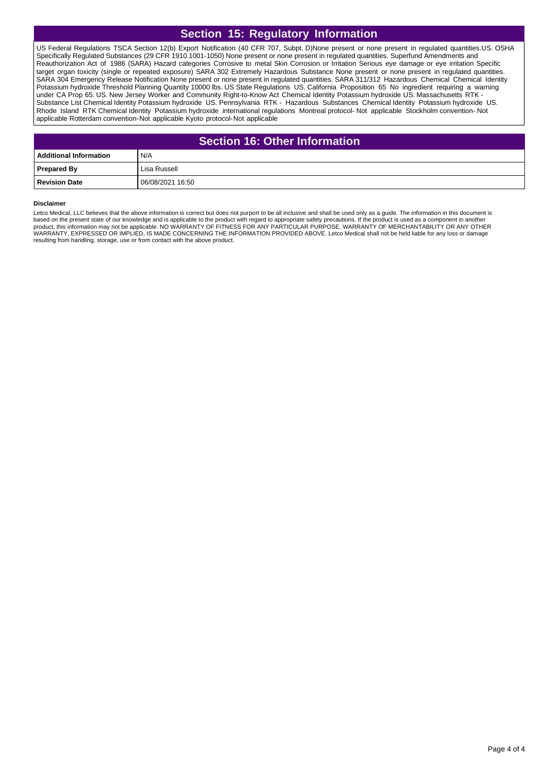## Section 15: Regulatory Information

US Federal Regulations TSCA Section 12(b) Export Notification (40 CFR 707, Subpt. D)None present or none present in regulated quantities.US. OSHA Specifically Regulated Substances (29 CFR 1910.1001-1050) None present or none present in regulated quantities. Superfund Amendments and Reauthorization Act of 1986 (SARA) Hazard categories Corrosive to metal Skin Corrosion or Irritation Serious eye damage or eye irritation Specific target organ toxicity (single or repeated exposure) SARA 302 Extremely Hazardous Substance None present or none present in regulated quantities. SARA 304 Emergency Release Notification None present or none present in regulated quantities. SARA 311/312 Hazardous Chemical Chemical Identity Potassium hydroxide Threshold Planning Quantity 10000 lbs. US State Regulations US. California Proposition 65 No ingredient requiring a warning under CA Prop 65. US. New Jersey Worker and Community Right-to-Know Act Chemical Identity Potassium hydroxide US. Massachusetts RTK - Substance List Chemical Identity Potassium hydroxide US. Pennsylvania RTK - Hazardous Substances Chemical Identity Potassium hydroxide US. Rhode Island RTK Chemical Identity Potassium hydroxide international regulations Montreal protocol- Not applicable Stockholm convention- Not applicable Rotterdam convention-Not applicable Kyoto protocol-Not applicable

## Section 16: Other Information

| | |
|---|---|
| **Additional Information** | N/A |
| **Prepared By** | Lisa Russell |
| **Revision Date** | 06/08/2021 16:50 |

**Disclaimer**

Letco Medical, LLC believes that the above information is correct but does not purport to be all inclusive and shall be used only as a guide. The information in this document is based on the present state of our knowledge and is applicable to the product with regard to appropriate safety precautions. If the product is used as a component in another product, this information may not be applicable. NO WARRANTY OF FITNESS FOR ANY PARTICULAR PURPOSE, WARRANTY OF MERCHANTABILITY OR ANY OTHER WARRANTY, EXPRESSED OR IMPLIED, IS MADE CONCERNING THE INFORMATION PROVIDED ABOVE. Letco Medical shall not be held liable for any loss or damage resulting from handling, storage, use or from contact with the above product.